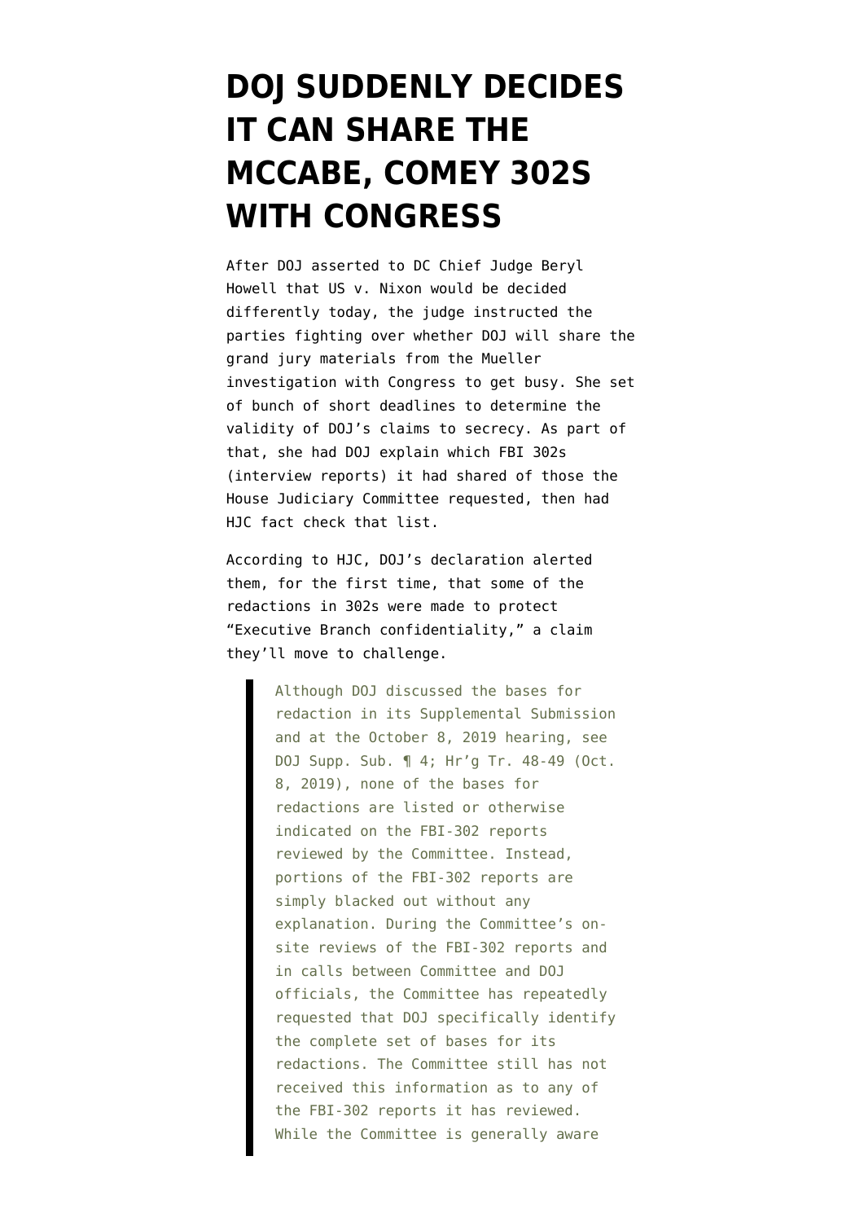# DOJ SUDDENLY DECIDES IT CAN SHARE THE MCCABE, COMEY 302S WITH CONGRESS

After DOJ asserted to DC Chief Judge Beryl Howell that US v. Nixon would be decided differently today, the judge instructed the parties fighting over whether DOJ will share the grand jury materials from the Mueller investigation with Congress to get busy. She set of bunch of short deadlines to determine the validity of DOJ's claims to secrecy. As part of that, she had DOJ explain which FBI 302s (interview reports) it had shared of those the House Judiciary Committee requested, then had HJC fact check that list.

According to HJC, DOJ's declaration alerted them, for the first time, that some of the redactions in 302s were made to protect "Executive Branch confidentiality," a claim they'll move to challenge.

> Although DOJ discussed the bases for redaction in its Supplemental Submission and at the October 8, 2019 hearing, see DOJ Supp. Sub. ¶ 4; Hr'g Tr. 48-49 (Oct. 8, 2019), none of the bases for redactions are listed or otherwise indicated on the FBI-302 reports reviewed by the Committee. Instead, portions of the FBI-302 reports are simply blacked out without any explanation. During the Committee's on-site reviews of the FBI-302 reports and in calls between Committee and DOJ officials, the Committee has repeatedly requested that DOJ specifically identify the complete set of bases for its redactions. The Committee still has not received this information as to any of the FBI-302 reports it has reviewed. While the Committee is generally aware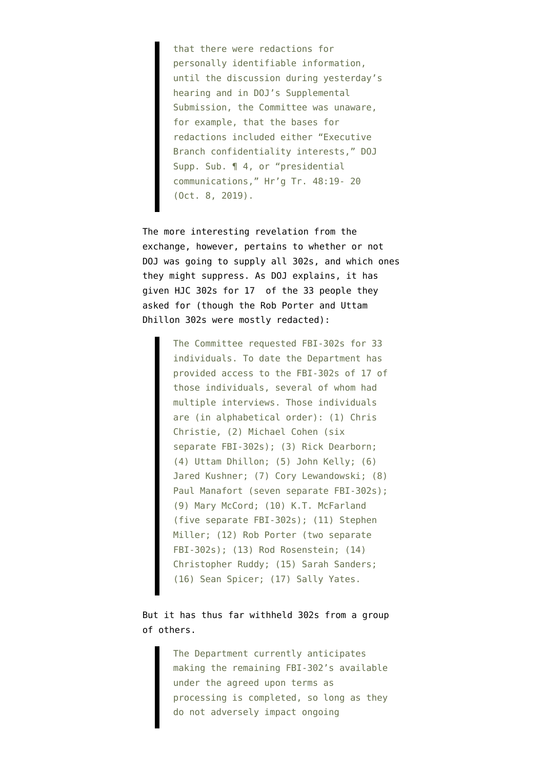> that there were redactions for personally identifiable information, until the discussion during yesterday's hearing and in DOJ's Supplemental Submission, the Committee was unaware, for example, that the bases for redactions included either "Executive Branch confidentiality interests," DOJ Supp. Sub. ¶ 4, or "presidential communications," Hr'g Tr. 48:19- 20 (Oct. 8, 2019).

The more interesting revelation from the exchange, however, pertains to whether or not DOJ was going to supply all 302s, and which ones they might suppress. As DOJ explains, it has given HJC 302s for 17 of the 33 people they asked for (though the Rob Porter and Uttam Dhillon 302s were mostly redacted):

> The Committee requested FBI-302s for 33 individuals. To date the Department has provided access to the FBI-302s of 17 of those individuals, several of whom had multiple interviews. Those individuals are (in alphabetical order): (1) Chris Christie, (2) Michael Cohen (six separate FBI-302s); (3) Rick Dearborn; (4) Uttam Dhillon; (5) John Kelly; (6) Jared Kushner; (7) Cory Lewandowski; (8) Paul Manafort (seven separate FBI-302s); (9) Mary McCord; (10) K.T. McFarland (five separate FBI-302s); (11) Stephen Miller; (12) Rob Porter (two separate FBI-302s); (13) Rod Rosenstein; (14) Christopher Ruddy; (15) Sarah Sanders; (16) Sean Spicer; (17) Sally Yates.

But it has thus far withheld 302s from a group of others.

> The Department currently anticipates making the remaining FBI-302's available under the agreed upon terms as processing is completed, so long as they do not adversely impact ongoing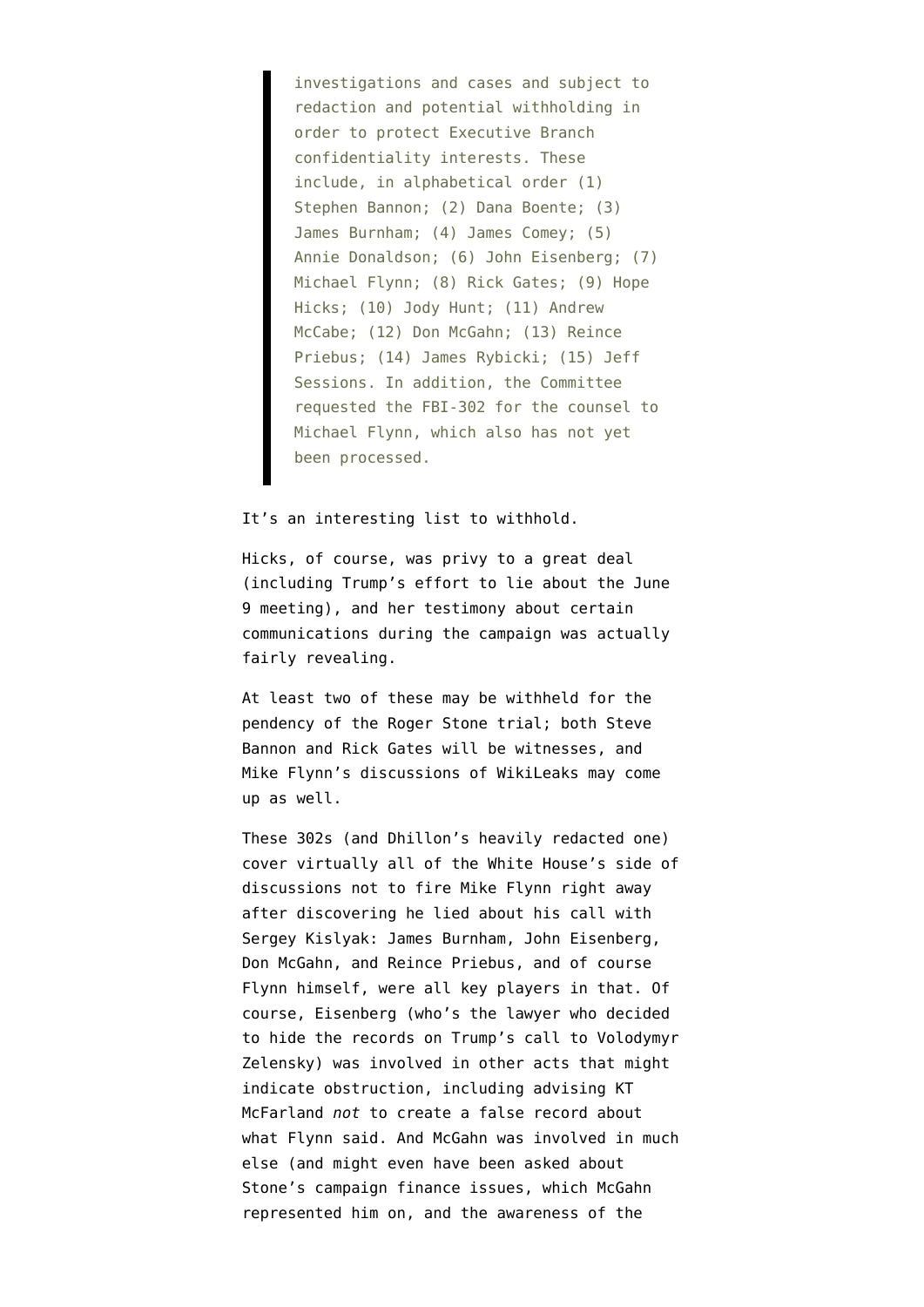> investigations and cases and subject to redaction and potential withholding in order to protect Executive Branch confidentiality interests. These include, in alphabetical order (1) Stephen Bannon; (2) Dana Boente; (3) James Burnham; (4) James Comey; (5) Annie Donaldson; (6) John Eisenberg; (7) Michael Flynn; (8) Rick Gates; (9) Hope Hicks; (10) Jody Hunt; (11) Andrew McCabe; (12) Don McGahn; (13) Reince Priebus; (14) James Rybicki; (15) Jeff Sessions. In addition, the Committee requested the FBI-302 for the counsel to Michael Flynn, which also has not yet been processed.

It's an interesting list to withhold.

Hicks, of course, was privy to a great deal (including Trump's effort to lie about the June 9 meeting), and her testimony about certain communications during the campaign was actually fairly revealing.

At least two of these may be withheld for the pendency of the Roger Stone trial; both Steve Bannon and Rick Gates will be witnesses, and Mike Flynn's discussions of WikiLeaks may come up as well.

These 302s (and Dhillon's heavily redacted one) cover virtually all of the White House's side of discussions not to fire Mike Flynn right away after discovering he lied about his call with Sergey Kislyak: James Burnham, John Eisenberg, Don McGahn, and Reince Priebus, and of course Flynn himself, were all key players in that. Of course, Eisenberg (who's the lawyer who decided to hide the records on Trump's call to Volodymyr Zelensky) was involved in other acts that might indicate obstruction, including advising KT McFarland *not* to create a false record about what Flynn said. And McGahn was involved in much else (and might even have been asked about Stone's campaign finance issues, which McGahn represented him on, and the awareness of the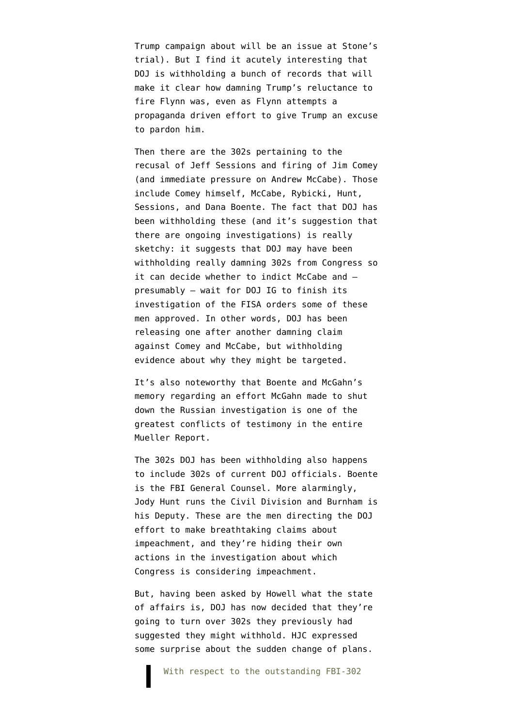Trump campaign about will be an issue at Stone's trial). But I find it acutely interesting that DOJ is withholding a bunch of records that will make it clear how damning Trump's reluctance to fire Flynn was, even as Flynn attempts a propaganda driven effort to give Trump an excuse to pardon him.

Then there are the 302s pertaining to the recusal of Jeff Sessions and firing of Jim Comey (and immediate pressure on Andrew McCabe). Those include Comey himself, McCabe, Rybicki, Hunt, Sessions, and Dana Boente. The fact that DOJ has been withholding these (and it's suggestion that there are ongoing investigations) is really sketchy: it suggests that DOJ may have been withholding really damning 302s from Congress so it can decide whether to indict McCabe and — presumably — wait for DOJ IG to finish its investigation of the FISA orders some of these men approved. In other words, DOJ has been releasing one after another damning claim against Comey and McCabe, but withholding evidence about why they might be targeted.

It's also noteworthy that Boente and McGahn's memory regarding an effort McGahn made to shut down the Russian investigation is one of the greatest conflicts of testimony in the entire Mueller Report.

The 302s DOJ has been withholding also happens to include 302s of current DOJ officials. Boente is the FBI General Counsel. More alarmingly, Jody Hunt runs the Civil Division and Burnham is his Deputy. These are the men directing the DOJ effort to make breathtaking claims about impeachment, and they're hiding their own actions in the investigation about which Congress is considering impeachment.

But, having been asked by Howell what the state of affairs is, DOJ has now decided that they're going to turn over 302s they previously had suggested they might withhold. HJC expressed some surprise about the sudden change of plans.

> With respect to the outstanding FBI-302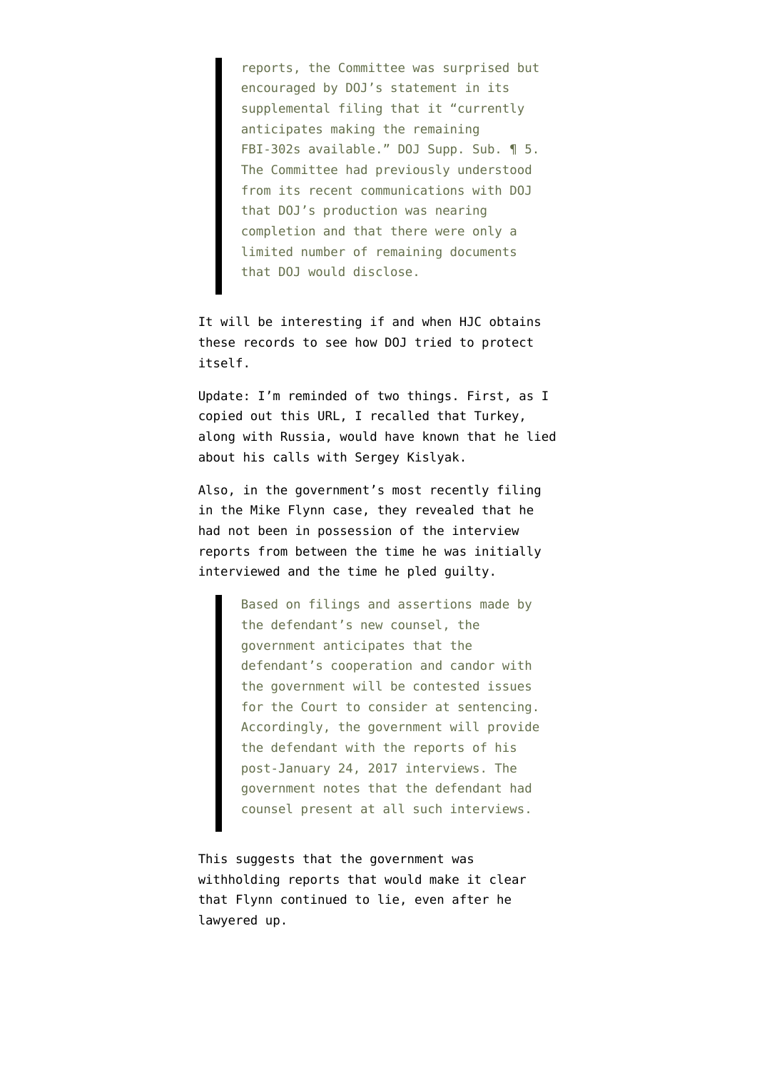> reports, the Committee was surprised but encouraged by DOJ's statement in its supplemental filing that it "currently anticipates making the remaining FBI-302s available." DOJ Supp. Sub. ¶ 5. The Committee had previously understood from its recent communications with DOJ that DOJ's production was nearing completion and that there were only a limited number of remaining documents that DOJ would disclose.

It will be interesting if and when HJC obtains these records to see how DOJ tried to protect itself.

Update: I'm reminded of two things. First, as I copied out this URL, I recalled that Turkey, along with Russia, would have known that he lied about his calls with Sergey Kislyak.

Also, in the government's most recently filing in the Mike Flynn case, they revealed that he had not been in possession of the interview reports from between the time he was initially interviewed and the time he pled guilty.

> Based on filings and assertions made by the defendant's new counsel, the government anticipates that the defendant's cooperation and candor with the government will be contested issues for the Court to consider at sentencing. Accordingly, the government will provide the defendant with the reports of his post-January 24, 2017 interviews. The government notes that the defendant had counsel present at all such interviews.

This suggests that the government was withholding reports that would make it clear that Flynn continued to lie, even after he lawyered up.